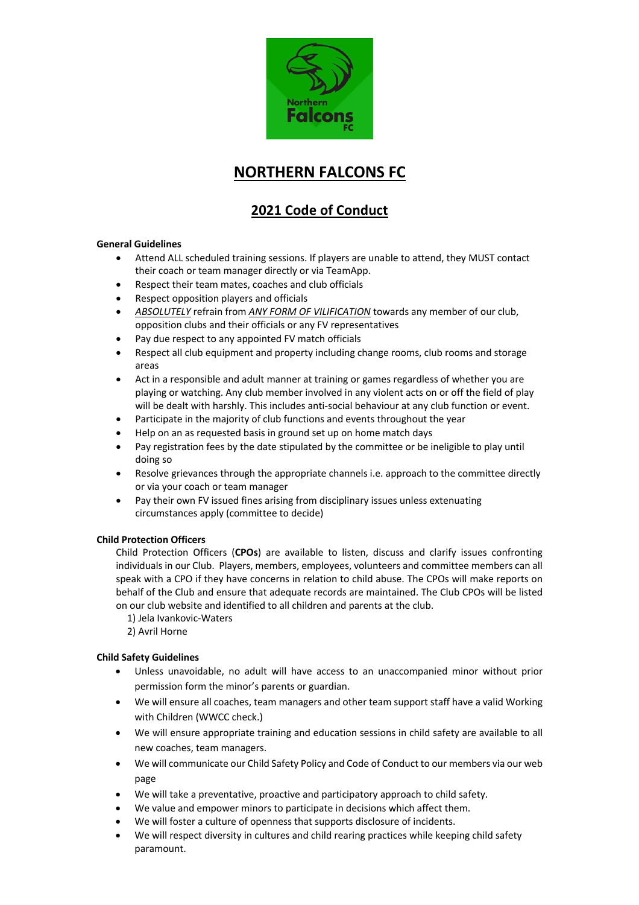# NORTHERN FALCONS FC

## 2021 Code of Conduct

**General Guidelines**

- Attend ALL scheduled training sessions. If players are unable to attend, they MUST contact their coach or team manager directly or via TeamApp.
- Respect their team mates, coaches and club officials
- Respect opposition players and officials
- *ABSOLUTELY* refrain from *ANY FORM OF VILIFICATION* towards any member of our club, opposition clubs and their officials or any FV representatives
- Pay due respect to any appointed FV match officials
- Respect all club equipment and property including change rooms, club rooms and storage areas
- Act in a responsible and adult manner at training or games regardless of whether you are playing or watching. Any club member involved in any violent acts on or off the field of play will be dealt with harshly. This includes anti-social behaviour at any club function or event.
- Participate in the majority of club functions and events throughout the year
- Help on an as requested basis in ground set up on home match days
- Pay registration fees by the date stipulated by the committee or be ineligible to play until doing so
- Resolve grievances through the appropriate channels i.e. approach to the committee directly or via your coach or team manager
- Pay their own FV issued fines arising from disciplinary issues unless extenuating circumstances apply (committee to decide)

**Child Protection Officers**

Child Protection Officers (**CPOs**) are available to listen, discuss and clarify issues confronting individuals in our Club. Players, members, employees, volunteers and committee members can all speak with a CPO if they have concerns in relation to child abuse. The CPOs will make reports on behalf of the Club and ensure that adequate records are maintained. The Club CPOs will be listed on our club website and identified to all children and parents at the club.

1) Jela Ivankovic-Waters
2) Avril Horne

**Child Safety Guidelines**

- Unless unavoidable, no adult will have access to an unaccompanied minor without prior permission form the minor's parents or guardian.
- We will ensure all coaches, team managers and other team support staff have a valid Working with Children (WWCC check.)
- We will ensure appropriate training and education sessions in child safety are available to all new coaches, team managers.
- We will communicate our Child Safety Policy and Code of Conduct to our members via our web page
- We will take a preventative, proactive and participatory approach to child safety.
- We value and empower minors to participate in decisions which affect them.
- We will foster a culture of openness that supports disclosure of incidents.
- We will respect diversity in cultures and child rearing practices while keeping child safety paramount.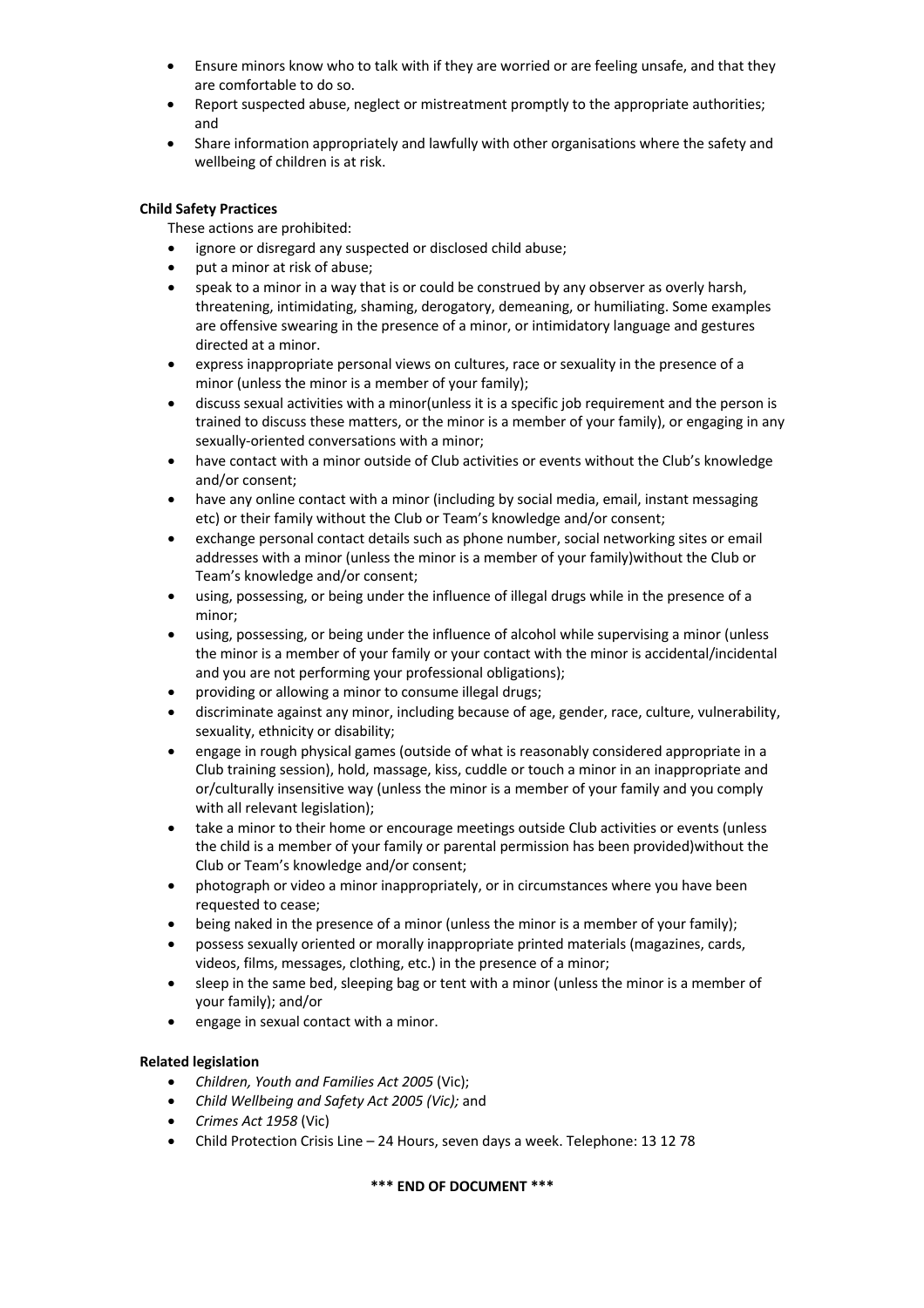- Ensure minors know who to talk with if they are worried or are feeling unsafe, and that they are comfortable to do so.
- Report suspected abuse, neglect or mistreatment promptly to the appropriate authorities; and
- Share information appropriately and lawfully with other organisations where the safety and wellbeing of children is at risk.

**Child Safety Practices**

These actions are prohibited:

- ignore or disregard any suspected or disclosed child abuse;
- put a minor at risk of abuse;
- speak to a minor in a way that is or could be construed by any observer as overly harsh, threatening, intimidating, shaming, derogatory, demeaning, or humiliating. Some examples are offensive swearing in the presence of a minor, or intimidatory language and gestures directed at a minor.
- express inappropriate personal views on cultures, race or sexuality in the presence of a minor (unless the minor is a member of your family);
- discuss sexual activities with a minor(unless it is a specific job requirement and the person is trained to discuss these matters, or the minor is a member of your family), or engaging in any sexually-oriented conversations with a minor;
- have contact with a minor outside of Club activities or events without the Club's knowledge and/or consent;
- have any online contact with a minor (including by social media, email, instant messaging etc) or their family without the Club or Team's knowledge and/or consent;
- exchange personal contact details such as phone number, social networking sites or email addresses with a minor (unless the minor is a member of your family)without the Club or Team's knowledge and/or consent;
- using, possessing, or being under the influence of illegal drugs while in the presence of a minor;
- using, possessing, or being under the influence of alcohol while supervising a minor (unless the minor is a member of your family or your contact with the minor is accidental/incidental and you are not performing your professional obligations);
- providing or allowing a minor to consume illegal drugs;
- discriminate against any minor, including because of age, gender, race, culture, vulnerability, sexuality, ethnicity or disability;
- engage in rough physical games (outside of what is reasonably considered appropriate in a Club training session), hold, massage, kiss, cuddle or touch a minor in an inappropriate and or/culturally insensitive way (unless the minor is a member of your family and you comply with all relevant legislation);
- take a minor to their home or encourage meetings outside Club activities or events (unless the child is a member of your family or parental permission has been provided)without the Club or Team's knowledge and/or consent;
- photograph or video a minor inappropriately, or in circumstances where you have been requested to cease;
- being naked in the presence of a minor (unless the minor is a member of your family);
- possess sexually oriented or morally inappropriate printed materials (magazines, cards, videos, films, messages, clothing, etc.) in the presence of a minor;
- sleep in the same bed, sleeping bag or tent with a minor (unless the minor is a member of your family); and/or
- engage in sexual contact with a minor.

**Related legislation**

- *Children, Youth and Families Act 2005* (Vic);
- *Child Wellbeing and Safety Act 2005 (Vic);* and
- *Crimes Act 1958* (Vic)
- Child Protection Crisis Line – 24 Hours, seven days a week. Telephone: 13 12 78

**\*\*\* END OF DOCUMENT \*\*\***